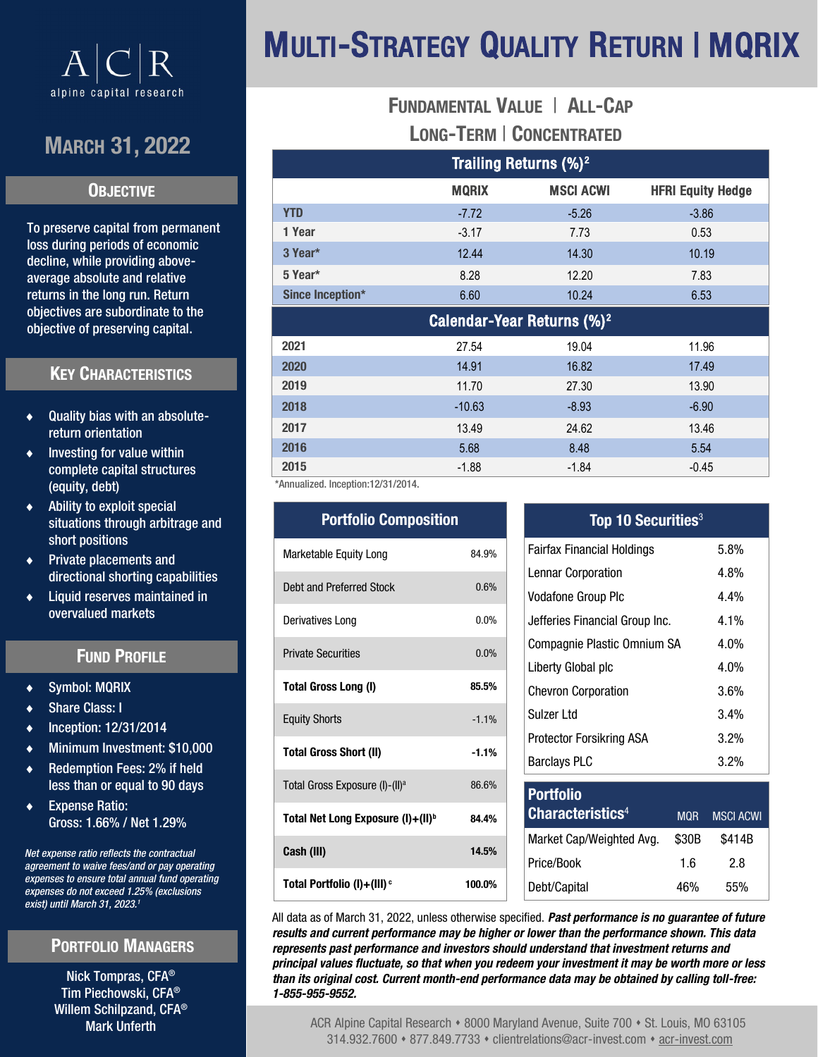# MULTI-STRATEGY QUALITY RETURN | MQRIX

A|C|R alpine capital research

## MARCH 31, 2022

### OBJECTIVE

To preserve capital from permanent loss during periods of economic decline, while providing above-average absolute and relative returns in the long run. Return objectives are subordinate to the objective of preserving capital.

### KEY CHARACTERISTICS

- Quality bias with an absolute-return orientation
- Investing for value within complete capital structures (equity, debt)
- Ability to exploit special situations through arbitrage and short positions
- Private placements and directional shorting capabilities
- Liquid reserves maintained in overvalued markets

### FUND PROFILE

- Symbol: MQRIX
- Share Class: I
- Inception: 12/31/2014
- Minimum Investment: $10,000
- Redemption Fees: 2% if held less than or equal to 90 days
- Expense Ratio: Gross: 1.66% / Net 1.29%

*Net expense ratio reflects the contractual agreement to waive fees/and or pay operating expenses to ensure total annual fund operating expenses do not exceed 1.25% (exclusions exist) until March 31, 2023.[1]*

### PORTFOLIO MANAGERS

Nick Tompras, CFA®
Tim Piechowski, CFA®
Willem Schilpzand, CFA®
Mark Unferth

## FUNDAMENTAL VALUE | ALL-CAP
## LONG-TERM | CONCENTRATED

| Trailing Returns (%)[2] | MQRIX | MSCI ACWI | HFRI Equity Hedge |
|---|---|---|---|
| YTD | -7.72 | -5.26 | -3.86 |
| 1 Year | -3.17 | 7.73 | 0.53 |
| 3 Year* | 12.44 | 14.30 | 10.19 |
| 5 Year* | 8.28 | 12.20 | 7.83 |
| Since Inception* | 6.60 | 10.24 | 6.53 |
| **Calendar-Year Returns (%)[2]** | | | |
| 2021 | 27.54 | 19.04 | 11.96 |
| 2020 | 14.91 | 16.82 | 17.49 |
| 2019 | 11.70 | 27.30 | 13.90 |
| 2018 | -10.63 | -8.93 | -6.90 |
| 2017 | 13.49 | 24.62 | 13.46 |
| 2016 | 5.68 | 8.48 | 5.54 |
| 2015 | -1.88 | -1.84 | -0.45 |

*Annualized. Inception:12/31/2014.

| Portfolio Composition | |
|---|---|
| Marketable Equity Long | 84.9% |
| Debt and Preferred Stock | 0.6% |
| Derivatives Long | 0.0% |
| Private Securities | 0.0% |
| **Total Gross Long (I)** | **85.5%** |
| Equity Shorts | -1.1% |
| **Total Gross Short (II)** | **-1.1%** |
| Total Gross Exposure (I)-(II)[a] | 86.6% |
| **Total Net Long Exposure (I)+(II)[b]** | **84.4%** |
| **Cash (III)** | **14.5%** |
| **Total Portfolio (I)+(III)[c]** | **100.0%** |

| Top 10 Securities[3] | |
|---|---|
| Fairfax Financial Holdings | 5.8% |
| Lennar Corporation | 4.8% |
| Vodafone Group Plc | 4.4% |
| Jefferies Financial Group Inc. | 4.1% |
| Compagnie Plastic Omnium SA | 4.0% |
| Liberty Global plc | 4.0% |
| Chevron Corporation | 3.6% |
| Sulzer Ltd | 3.4% |
| Protector Forsikring ASA | 3.2% |
| Barclays PLC | 3.2% |

| Portfolio Characteristics[4] | MQR | MSCI ACWI |
|---|---|---|
| Market Cap/Weighted Avg. | $30B | $414B |
| Price/Book | 1.6 | 2.8 |
| Debt/Capital | 46% | 55% |

All data as of March 31, 2022, unless otherwise specified. ***Past performance is no guarantee of future results and current performance may be higher or lower than the performance shown. This data represents past performance and investors should understand that investment returns and principal values fluctuate, so that when you redeem your investment it may be worth more or less than its original cost. Current month-end performance data may be obtained by calling toll-free: 1-855-955-9552.***

ACR Alpine Capital Research • 8000 Maryland Avenue, Suite 700 • St. Louis, MO 63105
314.932.7600 • 877.849.7733 • clientrelations@acr-invest.com • acr-invest.com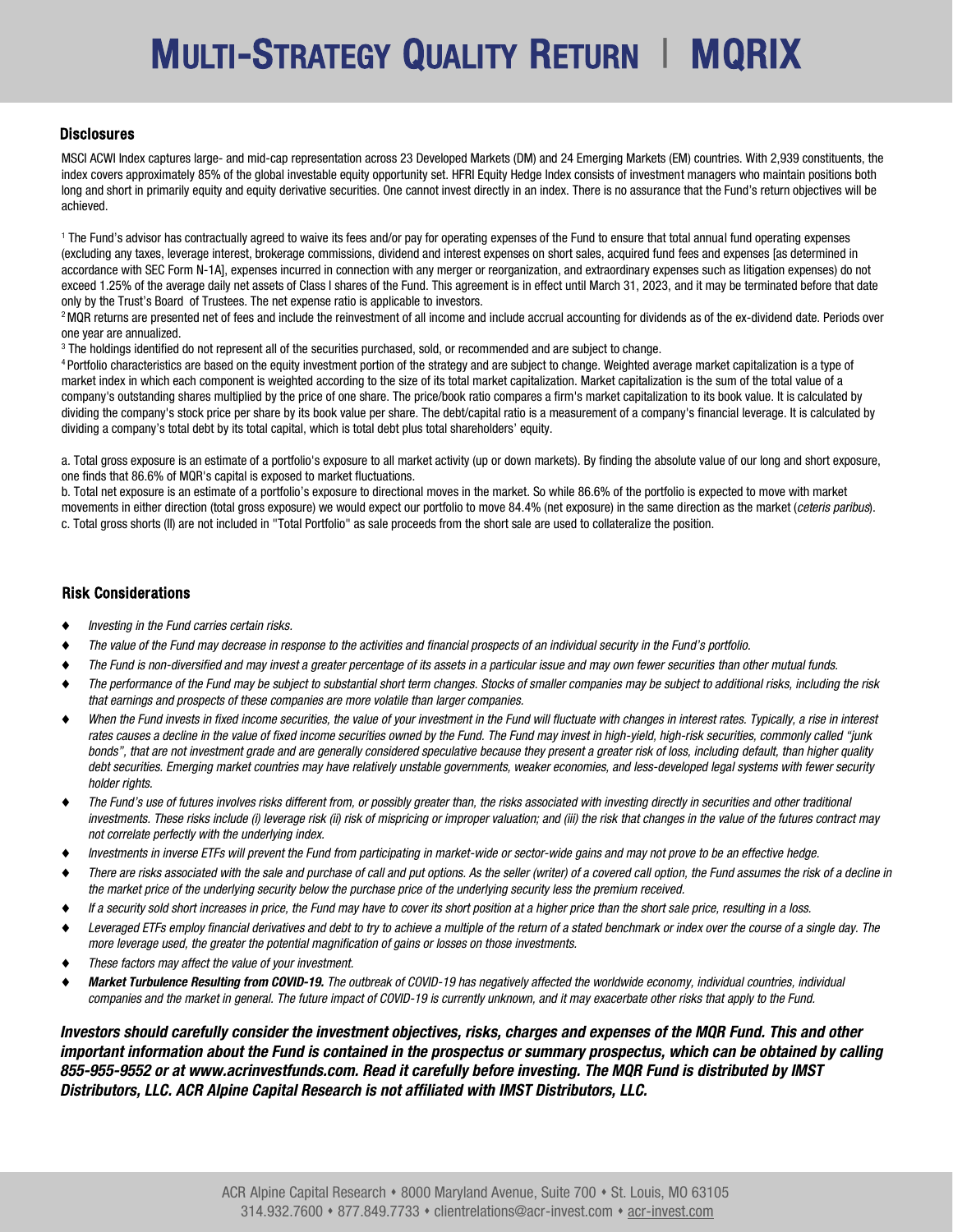# MULTI-STRATEGY QUALITY RETURN | MQRIX

## Disclosures

MSCI ACWI Index captures large- and mid-cap representation across 23 Developed Markets (DM) and 24 Emerging Markets (EM) countries. With 2,939 constituents, the index covers approximately 85% of the global investable equity opportunity set. HFRI Equity Hedge Index consists of investment managers who maintain positions both long and short in primarily equity and equity derivative securities. One cannot invest directly in an index. There is no assurance that the Fund's return objectives will be achieved.

[1] The Fund's advisor has contractually agreed to waive its fees and/or pay for operating expenses of the Fund to ensure that total annual fund operating expenses (excluding any taxes, leverage interest, brokerage commissions, dividend and interest expenses on short sales, acquired fund fees and expenses [as determined in accordance with SEC Form N-1A], expenses incurred in connection with any merger or reorganization, and extraordinary expenses such as litigation expenses) do not exceed 1.25% of the average daily net assets of Class I shares of the Fund. This agreement is in effect until March 31, 2023, and it may be terminated before that date only by the Trust's Board of Trustees. The net expense ratio is applicable to investors.

[2] MQR returns are presented net of fees and include the reinvestment of all income and include accrual accounting for dividends as of the ex-dividend date. Periods over one year are annualized.

[3] The holdings identified do not represent all of the securities purchased, sold, or recommended and are subject to change.

[4] Portfolio characteristics are based on the equity investment portion of the strategy and are subject to change. Weighted average market capitalization is a type of market index in which each component is weighted according to the size of its total market capitalization. Market capitalization is the sum of the total value of a company's outstanding shares multiplied by the price of one share. The price/book ratio compares a firm's market capitalization to its book value. It is calculated by dividing the company's stock price per share by its book value per share. The debt/capital ratio is a measurement of a company's financial leverage. It is calculated by dividing a company's total debt by its total capital, which is total debt plus total shareholders' equity.

a. Total gross exposure is an estimate of a portfolio's exposure to all market activity (up or down markets). By finding the absolute value of our long and short exposure, one finds that 86.6% of MQR's capital is exposed to market fluctuations.

b. Total net exposure is an estimate of a portfolio's exposure to directional moves in the market. So while 86.6% of the portfolio is expected to move with market movements in either direction (total gross exposure) we would expect our portfolio to move 84.4% (net exposure) in the same direction as the market (*ceteris paribus*).

c. Total gross shorts (II) are not included in "Total Portfolio" as sale proceeds from the short sale are used to collateralize the position.

## Risk Considerations

- *Investing in the Fund carries certain risks.*
- *The value of the Fund may decrease in response to the activities and financial prospects of an individual security in the Fund's portfolio.*
- *The Fund is non-diversified and may invest a greater percentage of its assets in a particular issue and may own fewer securities than other mutual funds.*
- *The performance of the Fund may be subject to substantial short term changes. Stocks of smaller companies may be subject to additional risks, including the risk that earnings and prospects of these companies are more volatile than larger companies.*
- *When the Fund invests in fixed income securities, the value of your investment in the Fund will fluctuate with changes in interest rates. Typically, a rise in interest rates causes a decline in the value of fixed income securities owned by the Fund. The Fund may invest in high-yield, high-risk securities, commonly called "junk bonds", that are not investment grade and are generally considered speculative because they present a greater risk of loss, including default, than higher quality debt securities. Emerging market countries may have relatively unstable governments, weaker economies, and less-developed legal systems with fewer security holder rights.*
- *The Fund's use of futures involves risks different from, or possibly greater than, the risks associated with investing directly in securities and other traditional investments. These risks include (i) leverage risk (ii) risk of mispricing or improper valuation; and (iii) the risk that changes in the value of the futures contract may not correlate perfectly with the underlying index.*
- *Investments in inverse ETFs will prevent the Fund from participating in market-wide or sector-wide gains and may not prove to be an effective hedge.*
- *There are risks associated with the sale and purchase of call and put options. As the seller (writer) of a covered call option, the Fund assumes the risk of a decline in the market price of the underlying security below the purchase price of the underlying security less the premium received.*
- *If a security sold short increases in price, the Fund may have to cover its short position at a higher price than the short sale price, resulting in a loss.*
- *Leveraged ETFs employ financial derivatives and debt to try to achieve a multiple of the return of a stated benchmark or index over the course of a single day. The more leverage used, the greater the potential magnification of gains or losses on those investments.*
- *These factors may affect the value of your investment.*
- ***Market Turbulence Resulting from COVID-19.** The outbreak of COVID-19 has negatively affected the worldwide economy, individual countries, individual companies and the market in general. The future impact of COVID-19 is currently unknown, and it may exacerbate other risks that apply to the Fund.*

***Investors should carefully consider the investment objectives, risks, charges and expenses of the MQR Fund. This and other important information about the Fund is contained in the prospectus or summary prospectus, which can be obtained by calling 855-955-9552 or at www.acrinvestfunds.com. Read it carefully before investing. The MQR Fund is distributed by IMST Distributors, LLC. ACR Alpine Capital Research is not affiliated with IMST Distributors, LLC.***

ACR Alpine Capital Research • 8000 Maryland Avenue, Suite 700 • St. Louis, MO 63105
314.932.7600 • 877.849.7733 • clientrelations@acr-invest.com • acr-invest.com